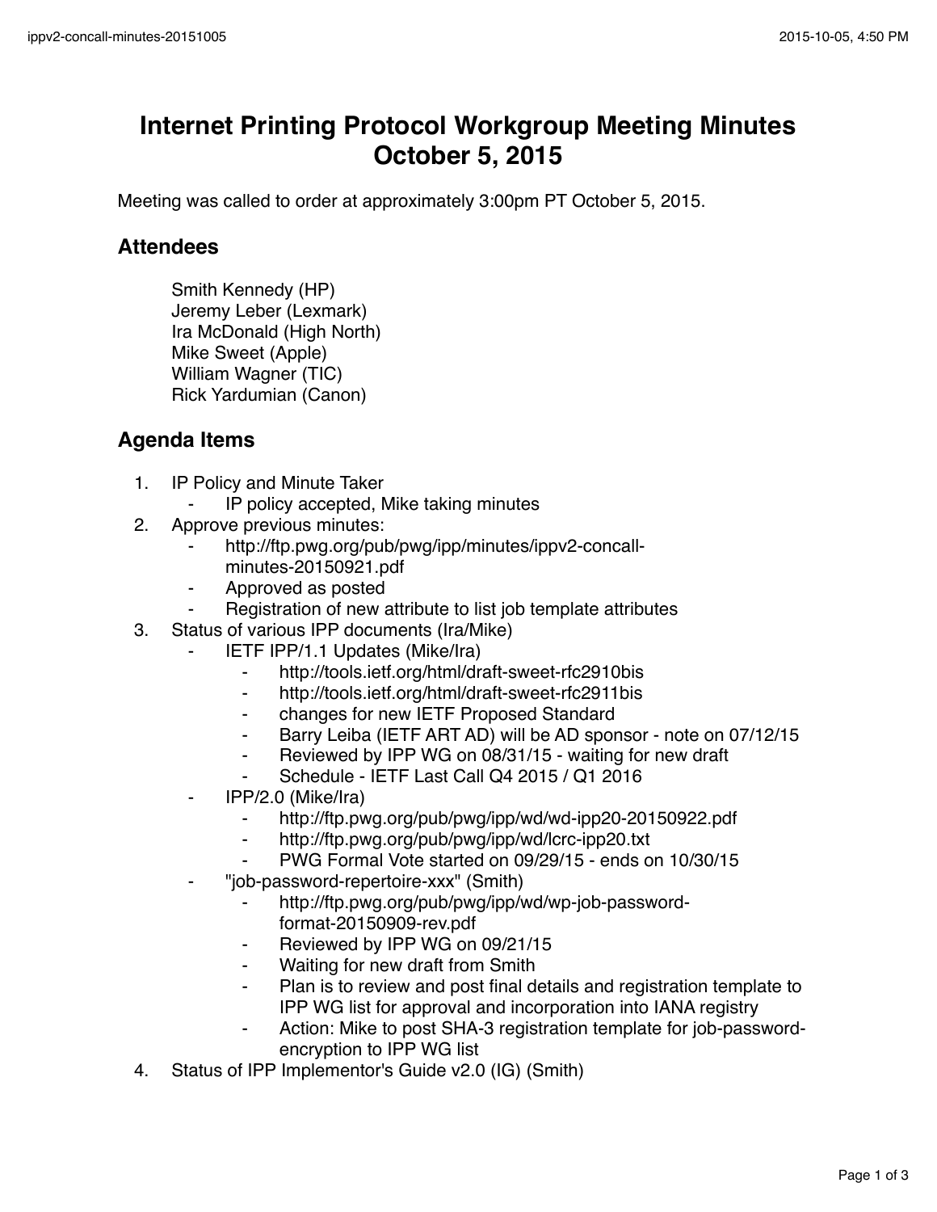# Internet Printing Protocol Workgroup Meeting Minutes
# October 5, 2015

Meeting was called to order at approximately 3:00pm PT October 5, 2015.

## Attendees

Smith Kennedy (HP)
Jeremy Leber (Lexmark)
Ira McDonald (High North)
Mike Sweet (Apple)
William Wagner (TIC)
Rick Yardumian (Canon)

## Agenda Items

1. IP Policy and Minute Taker
    - IP policy accepted, Mike taking minutes
2. Approve previous minutes:
    - http://ftp.pwg.org/pub/pwg/ipp/minutes/ippv2-concall-minutes-20150921.pdf
    - Approved as posted
    - Registration of new attribute to list job template attributes
3. Status of various IPP documents (Ira/Mike)
    - IETF IPP/1.1 Updates (Mike/Ira)
        - http://tools.ietf.org/html/draft-sweet-rfc2910bis
        - http://tools.ietf.org/html/draft-sweet-rfc2911bis
        - changes for new IETF Proposed Standard
        - Barry Leiba (IETF ART AD) will be AD sponsor - note on 07/12/15
        - Reviewed by IPP WG on 08/31/15 - waiting for new draft
        - Schedule - IETF Last Call Q4 2015 / Q1 2016
    - IPP/2.0 (Mike/Ira)
        - http://ftp.pwg.org/pub/pwg/ipp/wd/wd-ipp20-20150922.pdf
        - http://ftp.pwg.org/pub/pwg/ipp/wd/lcrc-ipp20.txt
        - PWG Formal Vote started on 09/29/15 - ends on 10/30/15
    - "job-password-repertoire-xxx" (Smith)
        - http://ftp.pwg.org/pub/pwg/ipp/wd/wp-job-password-format-20150909-rev.pdf
        - Reviewed by IPP WG on 09/21/15
        - Waiting for new draft from Smith
        - Plan is to review and post final details and registration template to IPP WG list for approval and incorporation into IANA registry
        - Action: Mike to post SHA-3 registration template for job-password-encryption to IPP WG list
4. Status of IPP Implementor's Guide v2.0 (IG) (Smith)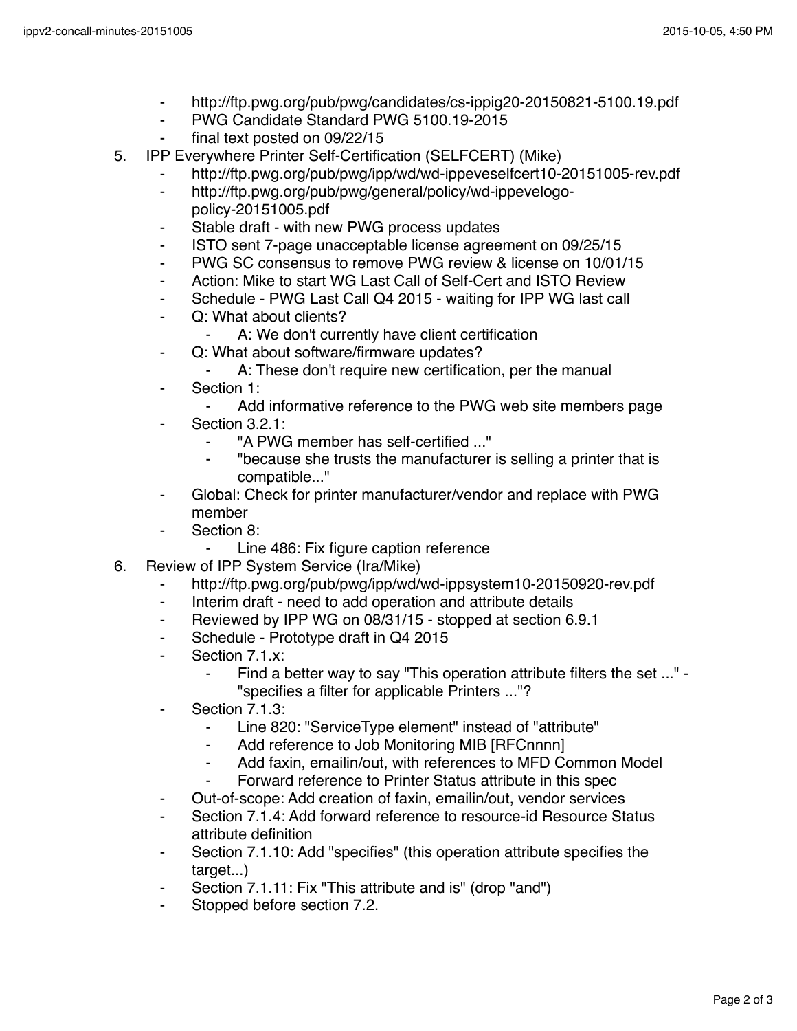- http://ftp.pwg.org/pub/pwg/candidates/cs-ippig20-20150821-5100.19.pdf
   - PWG Candidate Standard PWG 5100.19-2015
   - final text posted on 09/22/15
5. IPP Everywhere Printer Self-Certification (SELFCERT) (Mike)
   - http://ftp.pwg.org/pub/pwg/ipp/wd/wd-ippeveselfcert10-20151005-rev.pdf
   - http://ftp.pwg.org/pub/pwg/general/policy/wd-ippevelogo-policy-20151005.pdf
   - Stable draft - with new PWG process updates
   - ISTO sent 7-page unacceptable license agreement on 09/25/15
   - PWG SC consensus to remove PWG review & license on 10/01/15
   - Action: Mike to start WG Last Call of Self-Cert and ISTO Review
   - Schedule - PWG Last Call Q4 2015 - waiting for IPP WG last call
   - Q: What about clients?
      - A: We don't currently have client certification
   - Q: What about software/firmware updates?
      - A: These don't require new certification, per the manual
   - Section 1:
      - Add informative reference to the PWG web site members page
   - Section 3.2.1:
      - "A PWG member has self-certified ..."
      - "because she trusts the manufacturer is selling a printer that is compatible..."
   - Global: Check for printer manufacturer/vendor and replace with PWG member
   - Section 8:
      - Line 486: Fix figure caption reference
6. Review of IPP System Service (Ira/Mike)
   - http://ftp.pwg.org/pub/pwg/ipp/wd/wd-ippsystem10-20150920-rev.pdf
   - Interim draft - need to add operation and attribute details
   - Reviewed by IPP WG on 08/31/15 - stopped at section 6.9.1
   - Schedule - Prototype draft in Q4 2015
   - Section 7.1.x:
      - Find a better way to say "This operation attribute filters the set ..." - "specifies a filter for applicable Printers ..."?
   - Section 7.1.3:
      - Line 820: "ServiceType element" instead of "attribute"
      - Add reference to Job Monitoring MIB [RFCnnnn]
      - Add faxin, emailin/out, with references to MFD Common Model
      - Forward reference to Printer Status attribute in this spec
   - Out-of-scope: Add creation of faxin, emailin/out, vendor services
   - Section 7.1.4: Add forward reference to resource-id Resource Status attribute definition
   - Section 7.1.10: Add "specifies" (this operation attribute specifies the target...)
   - Section 7.1.11: Fix "This attribute and is" (drop "and")
   - Stopped before section 7.2.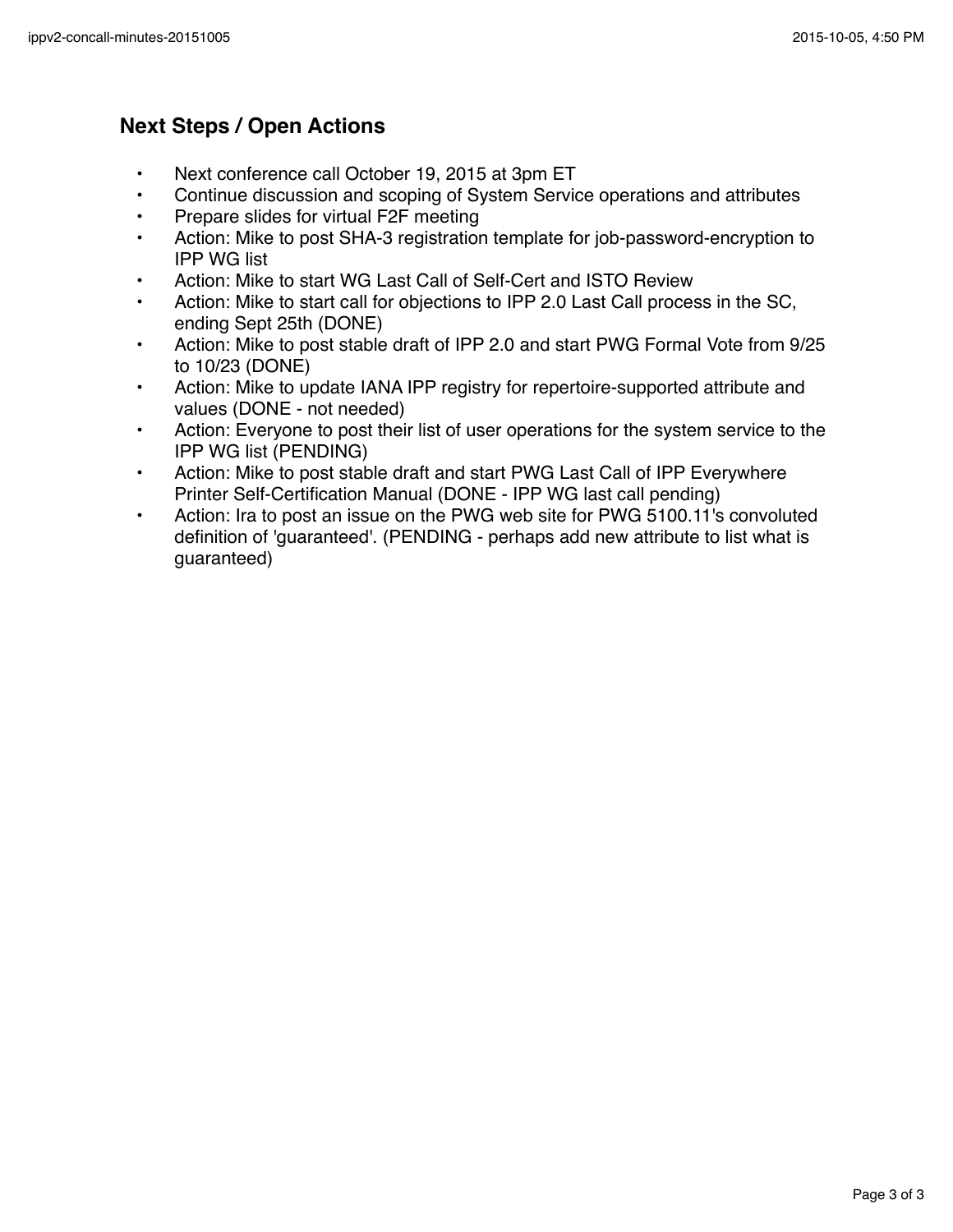## Next Steps / Open Actions

- Next conference call October 19, 2015 at 3pm ET
- Continue discussion and scoping of System Service operations and attributes
- Prepare slides for virtual F2F meeting
- Action: Mike to post SHA-3 registration template for job-password-encryption to IPP WG list
- Action: Mike to start WG Last Call of Self-Cert and ISTO Review
- Action: Mike to start call for objections to IPP 2.0 Last Call process in the SC, ending Sept 25th (DONE)
- Action: Mike to post stable draft of IPP 2.0 and start PWG Formal Vote from 9/25 to 10/23 (DONE)
- Action: Mike to update IANA IPP registry for repertoire-supported attribute and values (DONE - not needed)
- Action: Everyone to post their list of user operations for the system service to the IPP WG list (PENDING)
- Action: Mike to post stable draft and start PWG Last Call of IPP Everywhere Printer Self-Certification Manual (DONE - IPP WG last call pending)
- Action: Ira to post an issue on the PWG web site for PWG 5100.11's convoluted definition of 'guaranteed'. (PENDING - perhaps add new attribute to list what is guaranteed)